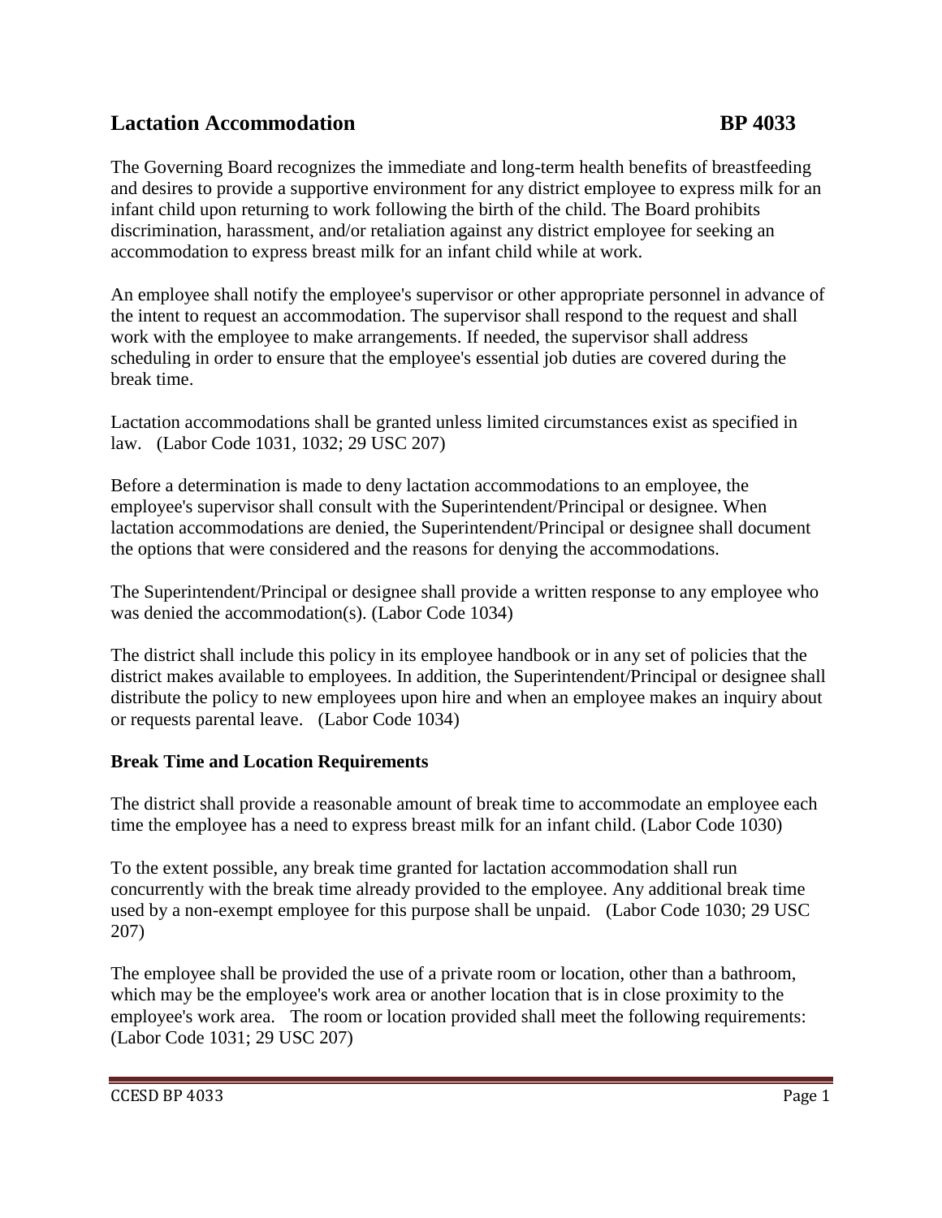# Lactation Accommodation BP 4033

The Governing Board recognizes the immediate and long-term health benefits of breastfeeding and desires to provide a supportive environment for any district employee to express milk for an infant child upon returning to work following the birth of the child. The Board prohibits discrimination, harassment, and/or retaliation against any district employee for seeking an accommodation to express breast milk for an infant child while at work.

An employee shall notify the employee's supervisor or other appropriate personnel in advance of the intent to request an accommodation. The supervisor shall respond to the request and shall work with the employee to make arrangements. If needed, the supervisor shall address scheduling in order to ensure that the employee's essential job duties are covered during the break time.

Lactation accommodations shall be granted unless limited circumstances exist as specified in law. (Labor Code 1031, 1032; 29 USC 207)

Before a determination is made to deny lactation accommodations to an employee, the employee's supervisor shall consult with the Superintendent/Principal or designee. When lactation accommodations are denied, the Superintendent/Principal or designee shall document the options that were considered and the reasons for denying the accommodations.

The Superintendent/Principal or designee shall provide a written response to any employee who was denied the accommodation(s). (Labor Code 1034)

The district shall include this policy in its employee handbook or in any set of policies that the district makes available to employees. In addition, the Superintendent/Principal or designee shall distribute the policy to new employees upon hire and when an employee makes an inquiry about or requests parental leave. (Labor Code 1034)

**Break Time and Location Requirements**

The district shall provide a reasonable amount of break time to accommodate an employee each time the employee has a need to express breast milk for an infant child. (Labor Code 1030)

To the extent possible, any break time granted for lactation accommodation shall run concurrently with the break time already provided to the employee. Any additional break time used by a non-exempt employee for this purpose shall be unpaid. (Labor Code 1030; 29 USC 207)

The employee shall be provided the use of a private room or location, other than a bathroom, which may be the employee's work area or another location that is in close proximity to the employee's work area. The room or location provided shall meet the following requirements: (Labor Code 1031; 29 USC 207)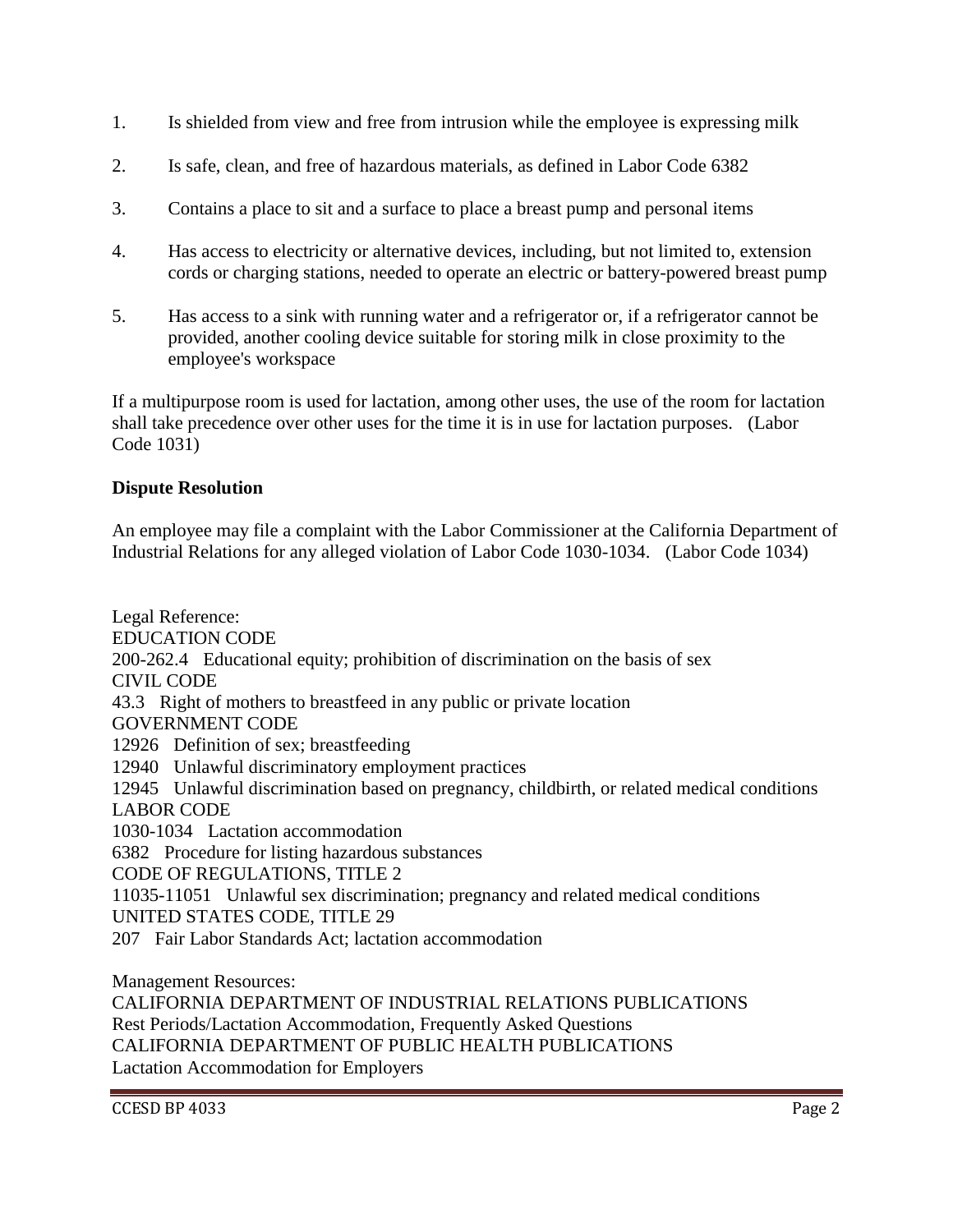1. Is shielded from view and free from intrusion while the employee is expressing milk
2. Is safe, clean, and free of hazardous materials, as defined in Labor Code 6382
3. Contains a place to sit and a surface to place a breast pump and personal items
4. Has access to electricity or alternative devices, including, but not limited to, extension cords or charging stations, needed to operate an electric or battery-powered breast pump
5. Has access to a sink with running water and a refrigerator or, if a refrigerator cannot be provided, another cooling device suitable for storing milk in close proximity to the employee's workspace

If a multipurpose room is used for lactation, among other uses, the use of the room for lactation shall take precedence over other uses for the time it is in use for lactation purposes. (Labor Code 1031)

**Dispute Resolution**

An employee may file a complaint with the Labor Commissioner at the California Department of Industrial Relations for any alleged violation of Labor Code 1030-1034. (Labor Code 1034)

Legal Reference:
EDUCATION CODE
200-262.4 Educational equity; prohibition of discrimination on the basis of sex
CIVIL CODE
43.3 Right of mothers to breastfeed in any public or private location
GOVERNMENT CODE
12926 Definition of sex; breastfeeding
12940 Unlawful discriminatory employment practices
12945 Unlawful discrimination based on pregnancy, childbirth, or related medical conditions
LABOR CODE
1030-1034 Lactation accommodation
6382 Procedure for listing hazardous substances
CODE OF REGULATIONS, TITLE 2
11035-11051 Unlawful sex discrimination; pregnancy and related medical conditions
UNITED STATES CODE, TITLE 29
207 Fair Labor Standards Act; lactation accommodation

Management Resources:
CALIFORNIA DEPARTMENT OF INDUSTRIAL RELATIONS PUBLICATIONS
Rest Periods/Lactation Accommodation, Frequently Asked Questions
CALIFORNIA DEPARTMENT OF PUBLIC HEALTH PUBLICATIONS
Lactation Accommodation for Employers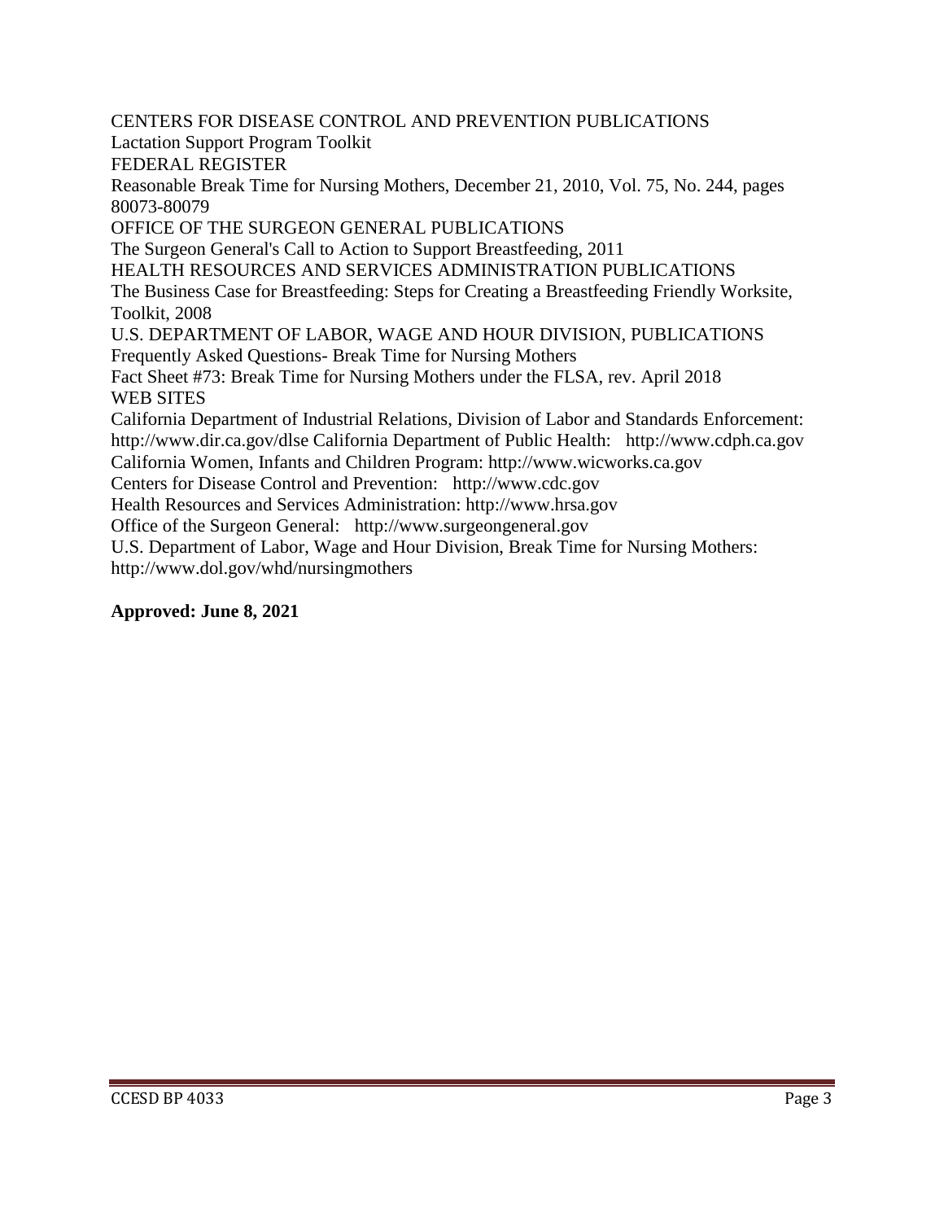CENTERS FOR DISEASE CONTROL AND PREVENTION PUBLICATIONS
Lactation Support Program Toolkit
FEDERAL REGISTER
Reasonable Break Time for Nursing Mothers, December 21, 2010, Vol. 75, No. 244, pages 80073-80079
OFFICE OF THE SURGEON GENERAL PUBLICATIONS
The Surgeon General's Call to Action to Support Breastfeeding, 2011
HEALTH RESOURCES AND SERVICES ADMINISTRATION PUBLICATIONS
The Business Case for Breastfeeding: Steps for Creating a Breastfeeding Friendly Worksite, Toolkit, 2008
U.S. DEPARTMENT OF LABOR, WAGE AND HOUR DIVISION, PUBLICATIONS
Frequently Asked Questions- Break Time for Nursing Mothers
Fact Sheet #73: Break Time for Nursing Mothers under the FLSA, rev. April 2018
WEB SITES
California Department of Industrial Relations, Division of Labor and Standards Enforcement: http://www.dir.ca.gov/dlse California Department of Public Health: http://www.cdph.ca.gov
California Women, Infants and Children Program: http://www.wicworks.ca.gov
Centers for Disease Control and Prevention: http://www.cdc.gov
Health Resources and Services Administration: http://www.hrsa.gov
Office of the Surgeon General: http://www.surgeongeneral.gov
U.S. Department of Labor, Wage and Hour Division, Break Time for Nursing Mothers: http://www.dol.gov/whd/nursingmothers

**Approved: June 8, 2021**